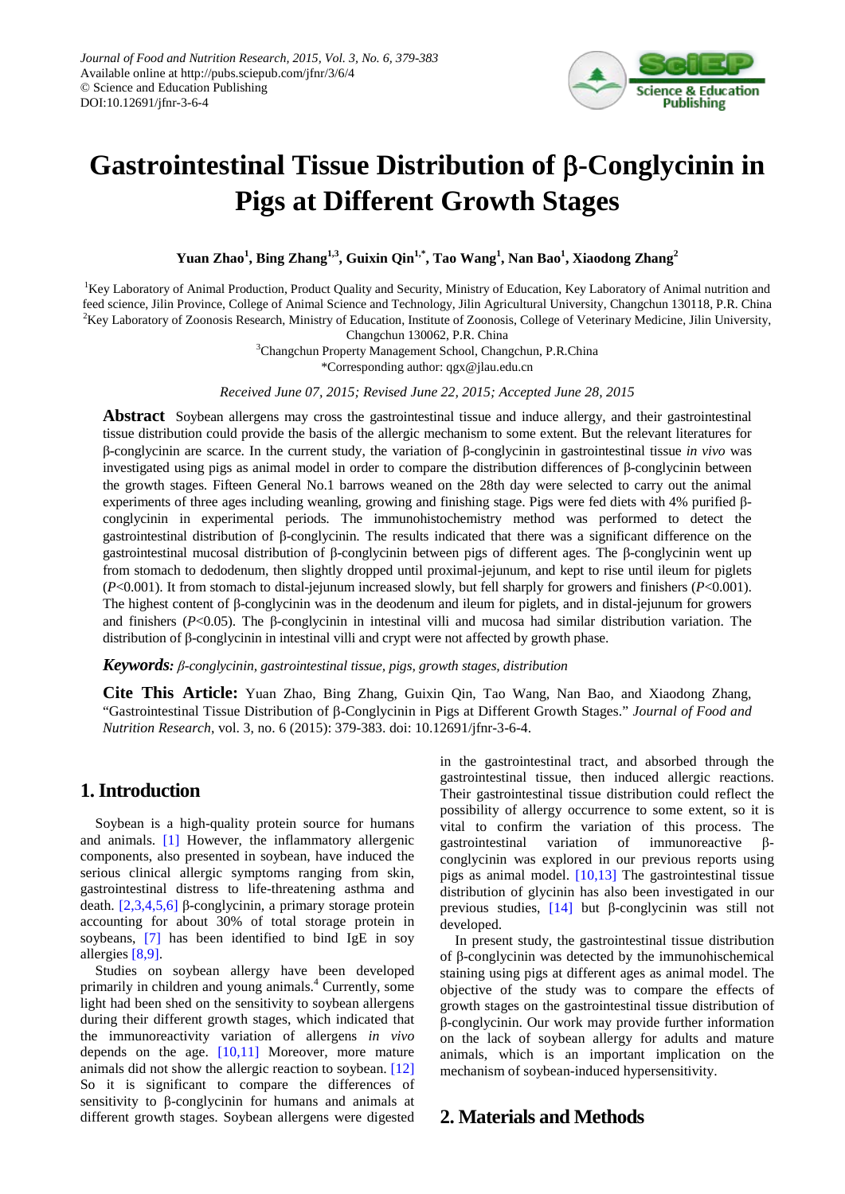Journal of Food and Nutrition Research, 2015, Vol. 3, No. 6, 379-383
Available online at http://pubs.sciepub.com/jfnr/3/6/4
© Science and Education Publishing
DOI:10.12691/jfnr-3-6-4

# Gastrointestinal Tissue Distribution of β-Conglycinin in Pigs at Different Growth Stages

**Yuan Zhao[1], Bing Zhang[1,3], Guixin Qin[1,*], Tao Wang[1], Nan Bao[1], Xiaodong Zhang[2]**

[1]Key Laboratory of Animal Production, Product Quality and Security, Ministry of Education, Key Laboratory of Animal nutrition and feed science, Jilin Province, College of Animal Science and Technology, Jilin Agricultural University, Changchun 130118, P.R. China
[2]Key Laboratory of Zoonosis Research, Ministry of Education, Institute of Zoonosis, College of Veterinary Medicine, Jilin University, Changchun 130062, P.R. China
[3]Changchun Property Management School, Changchun, P.R.China
*Corresponding author: qgx@jlau.edu.cn

*Received June 07, 2015; Revised June 22, 2015; Accepted June 28, 2015*

**Abstract** Soybean allergens may cross the gastrointestinal tissue and induce allergy, and their gastrointestinal tissue distribution could provide the basis of the allergic mechanism to some extent. But the relevant literatures for β-conglycinin are scarce. In the current study, the variation of β-conglycinin in gastrointestinal tissue *in vivo* was investigated using pigs as animal model in order to compare the distribution differences of β-conglycinin between the growth stages. Fifteen General No.1 barrows weaned on the 28th day were selected to carry out the animal experiments of three ages including weanling, growing and finishing stage. Pigs were fed diets with 4% purified β-conglycinin in experimental periods. The immunohistochemistry method was performed to detect the gastrointestinal distribution of β-conglycinin. The results indicated that there was a significant difference on the gastrointestinal mucosal distribution of β-conglycinin between pigs of different ages. The β-conglycinin went up from stomach to dedodenum, then slightly dropped until proximal-jejunum, and kept to rise until ileum for piglets ($P$<0.001). It from stomach to distal-jejunum increased slowly, but fell sharply for growers and finishers ($P$<0.001). The highest content of β-conglycinin was in the deodenum and ileum for piglets, and in distal-jejunum for growers and finishers ($P$<0.05). The β-conglycinin in intestinal villi and mucosa had similar distribution variation. The distribution of β-conglycinin in intestinal villi and crypt were not affected by growth phase.

***Keywords:*** *β-conglycinin, gastrointestinal tissue, pigs, growth stages, distribution*

**Cite This Article:** Yuan Zhao, Bing Zhang, Guixin Qin, Tao Wang, Nan Bao, and Xiaodong Zhang, "Gastrointestinal Tissue Distribution of β-Conglycinin in Pigs at Different Growth Stages." *Journal of Food and Nutrition Research*, vol. 3, no. 6 (2015): 379-383. doi: 10.12691/jfnr-3-6-4.

## 1. Introduction

Soybean is a high-quality protein source for humans and animals. [1] However, the inflammatory allergenic components, also presented in soybean, have induced the serious clinical allergic symptoms ranging from skin, gastrointestinal distress to life-threatening asthma and death. [2,3,4,5,6] β-conglycinin, a primary storage protein accounting for about 30% of total storage protein in soybeans, [7] has been identified to bind IgE in soy allergies [8,9].

Studies on soybean allergy have been developed primarily in children and young animals.[4] Currently, some light had been shed on the sensitivity to soybean allergens during their different growth stages, which indicated that the immunoreactivity variation of allergens *in vivo* depends on the age. [10,11] Moreover, more mature animals did not show the allergic reaction to soybean. [12] So it is significant to compare the differences of sensitivity to β-conglycinin for humans and animals at different growth stages. Soybean allergens were digested in the gastrointestinal tract, and absorbed through the gastrointestinal tissue, then induced allergic reactions. Their gastrointestinal tissue distribution could reflect the possibility of allergy occurrence to some extent, so it is vital to confirm the variation of this process. The gastrointestinal variation of immunoreactive β-conglycinin was explored in our previous reports using pigs as animal model. [10,13] The gastrointestinal tissue distribution of glycinin has also been investigated in our previous studies, [14] but β-conglycinin was still not developed.

In present study, the gastrointestinal tissue distribution of β-conglycinin was detected by the immunohischemical staining using pigs at different ages as animal model. The objective of the study was to compare the effects of growth stages on the gastrointestinal tissue distribution of β-conglycinin. Our work may provide further information on the lack of soybean allergy for adults and mature animals, which is an important implication on the mechanism of soybean-induced hypersensitivity.

## 2. Materials and Methods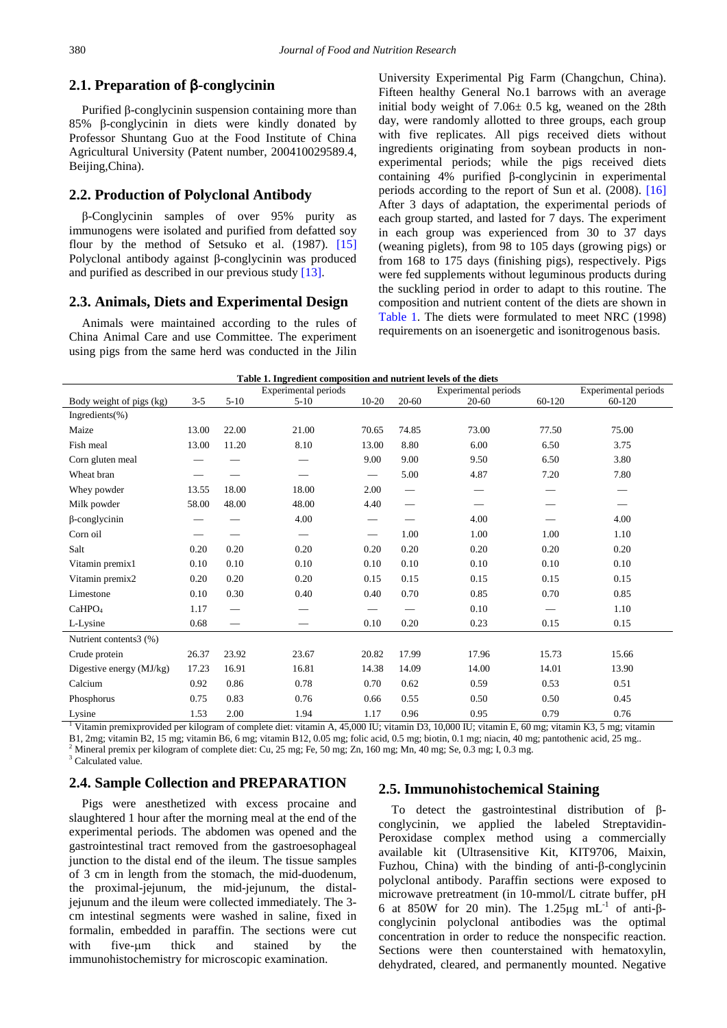## 2.1. Preparation of β-conglycinin

Purified β-conglycinin suspension containing more than 85% β-conglycinin in diets were kindly donated by Professor Shuntang Guo at the Food Institute of China Agricultural University (Patent number, 200410029589.4, Beijing,China).

## 2.2. Production of Polyclonal Antibody

β-Conglycinin samples of over 95% purity as immunogens were isolated and purified from defatted soy flour by the method of Setsuko et al. (1987). [15] Polyclonal antibody against β-conglycinin was produced and purified as described in our previous study [13].

## 2.3. Animals, Diets and Experimental Design

Animals were maintained according to the rules of China Animal Care and use Committee. The experiment using pigs from the same herd was conducted in the Jilin University Experimental Pig Farm (Changchun, China). Fifteen healthy General No.1 barrows with an average initial body weight of 7.06± 0.5 kg, weaned on the 28th day, were randomly allotted to three groups, each group with five replicates. All pigs received diets without ingredients originating from soybean products in non-experimental periods; while the pigs received diets containing 4% purified β-conglycinin in experimental periods according to the report of Sun et al. (2008). [16] After 3 days of adaptation, the experimental periods of each group started, and lasted for 7 days. The experiment in each group was experienced from 30 to 37 days (weaning piglets), from 98 to 105 days (growing pigs) or from 168 to 175 days (finishing pigs), respectively. Pigs were fed supplements without leguminous products during the suckling period in order to adapt to this routine. The composition and nutrient content of the diets are shown in Table 1. The diets were formulated to meet NRC (1998) requirements on an isoenergetic and isonitrogenous basis.

**Table 1. Ingredient composition and nutrient levels of the diets**

| | | | Experimental periods | | | Experimental periods | | Experimental periods |
|---|---|---|---|---|---|---|---|---|
| Body weight of pigs (kg) | 3-5 | 5-10 | 5-10 | 10-20 | 20-60 | 20-60 | 60-120 | 60-120 |
| Ingredients(%) | | | | | | | | |
| Maize | 13.00 | 22.00 | 21.00 | 70.65 | 74.85 | 73.00 | 77.50 | 75.00 |
| Fish meal | 13.00 | 11.20 | 8.10 | 13.00 | 8.80 | 6.00 | 6.50 | 3.75 |
| Corn gluten meal | — | — | — | 9.00 | 9.00 | 9.50 | 6.50 | 3.80 |
| Wheat bran | — | — | — | — | 5.00 | 4.87 | 7.20 | 7.80 |
| Whey powder | 13.55 | 18.00 | 18.00 | 2.00 | — | — | — | — |
| Milk powder | 58.00 | 48.00 | 48.00 | 4.40 | — | — | — | — |
| β-conglycinin | — | — | 4.00 | — | — | 4.00 | — | 4.00 |
| Corn oil | — | — | — | — | 1.00 | 1.00 | 1.00 | 1.10 |
| Salt | 0.20 | 0.20 | 0.20 | 0.20 | 0.20 | 0.20 | 0.20 | 0.20 |
| Vitamin premix1 | 0.10 | 0.10 | 0.10 | 0.10 | 0.10 | 0.10 | 0.10 | 0.10 |
| Vitamin premix2 | 0.20 | 0.20 | 0.20 | 0.15 | 0.15 | 0.15 | 0.15 | 0.15 |
| Limestone | 0.10 | 0.30 | 0.40 | 0.40 | 0.70 | 0.85 | 0.70 | 0.85 |
| $CaHPO_4$ | 1.17 | — | — | — | — | 0.10 | — | 1.10 |
| L-Lysine | 0.68 | — | — | 0.10 | 0.20 | 0.23 | 0.15 | 0.15 |
| Nutrient contents3 (%) | | | | | | | | |
| Crude protein | 26.37 | 23.92 | 23.67 | 20.82 | 17.99 | 17.96 | 15.73 | 15.66 |
| Digestive energy (MJ/kg) | 17.23 | 16.91 | 16.81 | 14.38 | 14.09 | 14.00 | 14.01 | 13.90 |
| Calcium | 0.92 | 0.86 | 0.78 | 0.70 | 0.62 | 0.59 | 0.53 | 0.51 |
| Phosphorus | 0.75 | 0.83 | 0.76 | 0.66 | 0.55 | 0.50 | 0.50 | 0.45 |
| Lysine | 1.53 | 2.00 | 1.94 | 1.17 | 0.96 | 0.95 | 0.79 | 0.76 |

[1] Vitamin premixprovided per kilogram of complete diet: vitamin A, 45,000 IU; vitamin D3, 10,000 IU; vitamin E, 60 mg; vitamin K3, 5 mg; vitamin B1, 2mg; vitamin B2, 15 mg; vitamin B6, 6 mg; vitamin B12, 0.05 mg; folic acid, 0.5 mg; biotin, 0.1 mg; niacin, 40 mg; pantothenic acid, 25 mg..

[2] Mineral premix per kilogram of complete diet: Cu, 25 mg; Fe, 50 mg; Zn, 160 mg; Mn, 40 mg; Se, 0.3 mg; I, 0.3 mg.

[3] Calculated value.

## 2.4. Sample Collection and PREPARATION

Pigs were anesthetized with excess procaine and slaughtered 1 hour after the morning meal at the end of the experimental periods. The abdomen was opened and the gastrointestinal tract removed from the gastroesophageal junction to the distal end of the ileum. The tissue samples of 3 cm in length from the stomach, the mid-duodenum, the proximal-jejunum, the mid-jejunum, the distal-jejunum and the ileum were collected immediately. The 3-cm intestinal segments were washed in saline, fixed in formalin, embedded in paraffin. The sections were cut with five-μm thick and stained by the immunohistochemistry for microscopic examination.

## 2.5. Immunohistochemical Staining

To detect the gastrointestinal distribution of β-conglycinin, we applied the labeled Streptavidin-Peroxidase complex method using a commercially available kit (Ultrasensitive Kit, KIT9706, Maixin, Fuzhou, China) with the binding of anti-β-conglycinin polyclonal antibody. Paraffin sections were exposed to microwave pretreatment (in 10-mmol/L citrate buffer, pH 6 at 850W for 20 min). The 1.25μg $mL^{-1}$ of anti-β-conglycinin polyclonal antibodies was the optimal concentration in order to reduce the nonspecific reaction. Sections were then counterstained with hematoxylin, dehydrated, cleared, and permanently mounted. Negative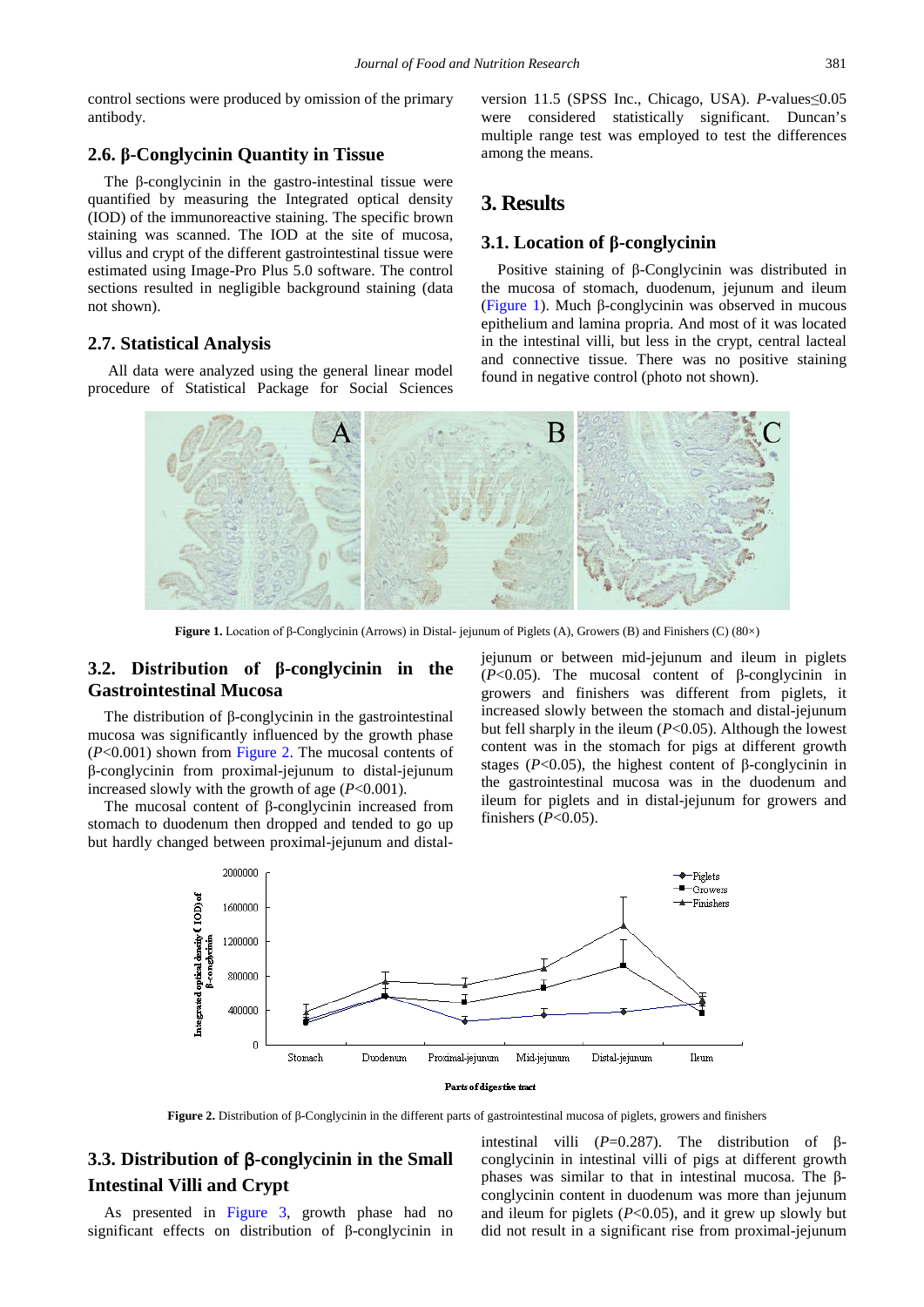control sections were produced by omission of the primary antibody.

### 2.6. β-Conglycinin Quantity in Tissue

The β-conglycinin in the gastro-intestinal tissue were quantified by measuring the Integrated optical density (IOD) of the immunoreactive staining. The specific brown staining was scanned. The IOD at the site of mucosa, villus and crypt of the different gastrointestinal tissue were estimated using Image-Pro Plus 5.0 software. The control sections resulted in negligible background staining (data not shown).

### 2.7. Statistical Analysis

All data were analyzed using the general linear model procedure of Statistical Package for Social Sciences version 11.5 (SPSS Inc., Chicago, USA). *P*-values≤0.05 were considered statistically significant. Duncan's multiple range test was employed to test the differences among the means.

## 3. Results

### 3.1. Location of β-conglycinin

Positive staining of β-Conglycinin was distributed in the mucosa of stomach, duodenum, jejunum and ileum (Figure 1). Much β-conglycinin was observed in mucous epithelium and lamina propria. And most of it was located in the intestinal villi, but less in the crypt, central lacteal and connective tissue. There was no positive staining found in negative control (photo not shown).

**Figure 1.** Location of β-Conglycinin (Arrows) in Distal- jejunum of Piglets (A), Growers (B) and Finishers (C) (80×)

### 3.2. Distribution of β-conglycinin in the Gastrointestinal Mucosa

The distribution of β-conglycinin in the gastrointestinal mucosa was significantly influenced by the growth phase ($P<0.001$) shown from Figure 2. The mucosal contents of β-conglycinin from proximal-jejunum to distal-jejunum increased slowly with the growth of age ($P<0.001$).

The mucosal content of β-conglycinin increased from stomach to duodenum then dropped and tended to go up but hardly changed between proximal-jejunum and distal-jejunum or between mid-jejunum and ileum in piglets ($P<0.05$). The mucosal content of β-conglycinin in growers and finishers was different from piglets, it increased slowly between the stomach and distal-jejunum but fell sharply in the ileum ($P<0.05$). Although the lowest content was in the stomach for pigs at different growth stages ($P<0.05$), the highest content of β-conglycinin in the gastrointestinal mucosa was in the duodenum and ileum for piglets and in distal-jejunum for growers and finishers ($P<0.05$).

**Figure 2.** Distribution of β-Conglycinin in the different parts of gastrointestinal mucosa of piglets, growers and finishers

### 3.3. Distribution of β-conglycinin in the Small Intestinal Villi and Crypt

As presented in Figure 3, growth phase had no significant effects on distribution of β-conglycinin in intestinal villi ($P=0.287$). The distribution of β-conglycinin in intestinal villi of pigs at different growth phases was similar to that in intestinal mucosa. The β-conglycinin content in duodenum was more than jejunum and ileum for piglets ($P<0.05$), and it grew up slowly but did not result in a significant rise from proximal-jejunum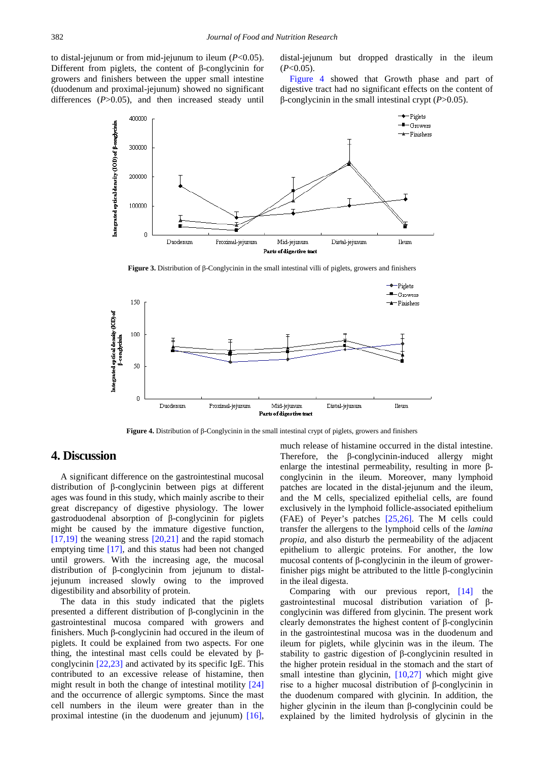to distal-jejunum or from mid-jejunum to ileum ($P<0.05$). Different from piglets, the content of β-conglycinin for growers and finishers between the upper small intestine (duodenum and proximal-jejunum) showed no significant differences ($P>0.05$), and then increased steady until distal-jejunum but dropped drastically in the ileum ($P<0.05$).

Figure 4 showed that Growth phase and part of digestive tract had no significant effects on the content of β-conglycinin in the small intestinal crypt ($P>0.05$).

**Figure 3.** Distribution of β-Conglycinin in the small intestinal villi of piglets, growers and finishers

**Figure 4.** Distribution of β-Conglycinin in the small intestinal crypt of piglets, growers and finishers

## 4. Discussion

A significant difference on the gastrointestinal mucosal distribution of β-conglycinin between pigs at different ages was found in this study, which mainly ascribe to their great discrepancy of digestive physiology. The lower gastroduodenal absorption of β-conglycinin for piglets might be caused by the immature digestive function, [17,19] the weaning stress [20,21] and the rapid stomach emptying time [17], and this status had been not changed until growers. With the increasing age, the mucosal distribution of β-conglycinin from jejunum to distal-jejunum increased slowly owing to the improved digestibility and absorbility of protein.

The data in this study indicated that the piglets presented a different distribution of β-conglycinin in the gastrointestinal mucosa compared with growers and finishers. Much β-conglycinin had occured in the ileum of piglets. It could be explained from two aspects. For one thing, the intestinal mast cells could be elevated by β-conglycinin [22,23] and activated by its specific IgE. This contributed to an excessive release of histamine, then might result in both the change of intestinal motility [24] and the occurrence of allergic symptoms. Since the mast cell numbers in the ileum were greater than in the proximal intestine (in the duodenum and jejunum) [16], much release of histamine occurred in the distal intestine. Therefore, the β-conglycinin-induced allergy might enlarge the intestinal permeability, resulting in more β-conglycinin in the ileum. Moreover, many lymphoid patches are located in the distal-jejunum and the ileum, and the M cells, specialized epithelial cells, are found exclusively in the lymphoid follicle-associated epithelium (FAE) of Peyer's patches [25,26]. The M cells could transfer the allergens to the lymphoid cells of the *lamina propia*, and also disturb the permeability of the adjacent epithelium to allergic proteins. For another, the low mucosal contents of β-conglycinin in the ileum of grower-finisher pigs might be attributed to the little β-conglycinin in the ileal digesta.

Comparing with our previous report, [14] the gastrointestinal mucosal distribution variation of β-conglycinin was differed from glycinin. The present work clearly demonstrates the highest content of β-conglycinin in the gastrointestinal mucosa was in the duodenum and ileum for piglets, while glycinin was in the ileum. The stability to gastric digestion of β-conglycinin resulted in the higher protein residual in the stomach and the start of small intestine than glycinin, [10,27] which might give rise to a higher mucosal distribution of β-conglycinin in the duodenum compared with glycinin. In addition, the higher glycinin in the ileum than β-conglycinin could be explained by the limited hydrolysis of glycinin in the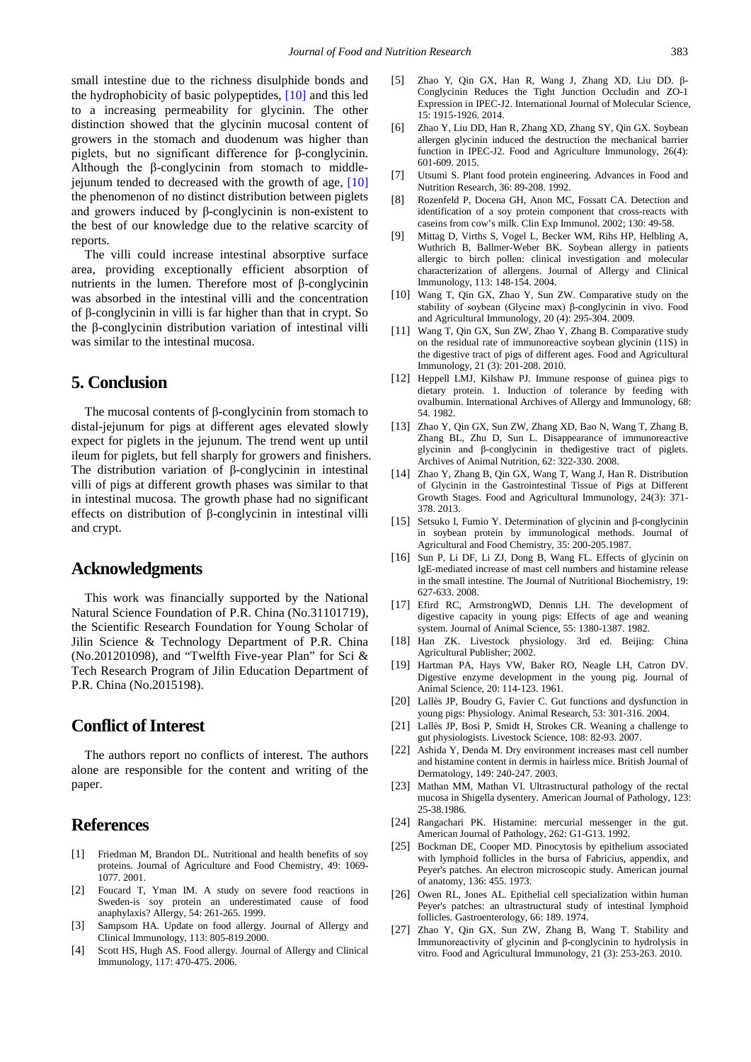small intestine due to the richness disulphide bonds and the hydrophobicity of basic polypeptides, [10] and this led to a increasing permeability for glycinin. The other distinction showed that the glycinin mucosal content of growers in the stomach and duodenum was higher than piglets, but no significant difference for β-conglycinin. Although the β-conglycinin from stomach to middle-jejunum tended to decreased with the growth of age, [10] the phenomenon of no distinct distribution between piglets and growers induced by β-conglycinin is non-existent to the best of our knowledge due to the relative scarcity of reports.

The villi could increase intestinal absorptive surface area, providing exceptionally efficient absorption of nutrients in the lumen. Therefore most of β-conglycinin was absorbed in the intestinal villi and the concentration of β-conglycinin in villi is far higher than that in crypt. So the β-conglycinin distribution variation of intestinal villi was similar to the intestinal mucosa.

## 5. Conclusion

The mucosal contents of β-conglycinin from stomach to distal-jejunum for pigs at different ages elevated slowly expect for piglets in the jejunum. The trend went up until ileum for piglets, but fell sharply for growers and finishers. The distribution variation of β-conglycinin in intestinal villi of pigs at different growth phases was similar to that in intestinal mucosa. The growth phase had no significant effects on distribution of β-conglycinin in intestinal villi and crypt.

## Acknowledgments

This work was financially supported by the National Natural Science Foundation of P.R. China (No.31101719), the Scientific Research Foundation for Young Scholar of Jilin Science & Technology Department of P.R. China (No.201201098), and "Twelfth Five-year Plan" for Sci & Tech Research Program of Jilin Education Department of P.R. China (No.2015198).

## Conflict of Interest

The authors report no conflicts of interest. The authors alone are responsible for the content and writing of the paper.

## References

[1] Friedman M, Brandon DL. Nutritional and health benefits of soy proteins. Journal of Agriculture and Food Chemistry, 49: 1069-1077. 2001.

[2] Foucard T, Yman IM. A study on severe food reactions in Sweden-is soy protein an underestimated cause of food anaphylaxis? Allergy, 54: 261-265. 1999.

[3] Sampsom HA. Update on food allergy. Journal of Allergy and Clinical Immunology, 113: 805-819.2000.

[4] Scott HS, Hugh AS. Food allergy. Journal of Allergy and Clinical Immunology, 117: 470-475. 2006.

[5] Zhao Y, Qin GX, Han R, Wang J, Zhang XD, Liu DD. β-Conglycinin Reduces the Tight Junction Occludin and ZO-1 Expression in IPEC-J2. International Journal of Molecular Science, 15: 1915-1926. 2014.

[6] Zhao Y, Liu DD, Han R, Zhang XD, Zhang SY, Qin GX. Soybean allergen glycinin induced the destruction the mechanical barrier function in IPEC-J2. Food and Agriculture Immunology, 26(4): 601-609. 2015.

[7] Utsumi S. Plant food protein engineering. Advances in Food and Nutrition Research, 36: 89-208. 1992.

[8] Rozenfeld P, Docena GH, Anon MC, Fossatt CA. Detection and identification of a soy protein component that cross-reacts with caseins from cow's milk. Clin Exp Immunol. 2002; 130: 49-58.

[9] Mittag D, Virths S, Vogel L, Becker WM, Rihs HP, Helbling A, Wuthrich B, Ballmer-Weber BK. Soybean allergy in patients allergic to birch pollen: clinical investigation and molecular characterization of allergens. Journal of Allergy and Clinical Immunology, 113: 148-154. 2004.

[10] Wang T, Qin GX, Zhao Y, Sun ZW. Comparative study on the stability of soybean (Glycine max) β-conglycinin in vivo. Food and Agricultural Immunology, 20 (4): 295-304. 2009.

[11] Wang T, Qin GX, Sun ZW, Zhao Y, Zhang B. Comparative study on the residual rate of immunoreactive soybean glycinin (11S) in the digestive tract of pigs of different ages. Food and Agricultural Immunology, 21 (3): 201-208. 2010.

[12] Heppell LMJ, Kilshaw PJ. Immune response of guinea pigs to dietary protein. 1. Induction of tolerance by feeding with ovalbumin. International Archives of Allergy and Immunology, 68: 54. 1982.

[13] Zhao Y, Qin GX, Sun ZW, Zhang XD, Bao N, Wang T, Zhang B, Zhang BL, Zhu D, Sun L. Disappearance of immunoreactive glycinin and β-conglycinin in thedigestive tract of piglets. Archives of Animal Nutrition, 62: 322-330. 2008.

[14] Zhao Y, Zhang B, Qin GX, Wang T, Wang J, Han R. Distribution of Glycinin in the Gastrointestinal Tissue of Pigs at Different Growth Stages. Food and Agricultural Immunology, 24(3): 371-378. 2013.

[15] Setsuko I, Fumio Y. Determination of glycinin and β-conglycinin in soybean protein by immunological methods. Journal of Agricultural and Food Chemistry, 35: 200-205.1987.

[16] Sun P, Li DF, Li ZJ, Dong B, Wang FL. Effects of glycinin on IgE-mediated increase of mast cell numbers and histamine release in the small intestine. The Journal of Nutritional Biochemistry, 19: 627-633. 2008.

[17] Efird RC, ArmstrongWD, Dennis LH. The development of digestive capacity in young pigs: Effects of age and weaning system. Journal of Animal Science, 55: 1380-1387. 1982.

[18] Han ZK. Livestock physiology. 3rd ed. Beijing: China Agricultural Publisher; 2002.

[19] Hartman PA, Hays VW, Baker RO, Neagle LH, Catron DV. Digestive enzyme development in the young pig. Journal of Animal Science, 20: 114-123. 1961.

[20] Lallès JP, Boudry G, Favier C. Gut functions and dysfunction in young pigs: Physiology. Animal Research, 53: 301-316. 2004.

[21] Lallès JP, Bosi P, Smidt H, Strokes CR. Weaning a challenge to gut physiologists. Livestock Science, 108: 82-93. 2007.

[22] Ashida Y, Denda M. Dry environment increases mast cell number and histamine content in dermis in hairless mice. British Journal of Dermatology, 149: 240-247. 2003.

[23] Mathan MM, Mathan VI. Ultrastructural pathology of the rectal mucosa in Shigella dysentery. American Journal of Pathology, 123: 25-38.1986.

[24] Rangachari PK. Histamine: mercurial messenger in the gut. American Journal of Pathology, 262: G1-G13. 1992.

[25] Bockman DE, Cooper MD. Pinocytosis by epithelium associated with lymphoid follicles in the bursa of Fabricius, appendix, and Peyer's patches. An electron microscopic study. American journal of anatomy, 136: 455. 1973.

[26] Owen RL, Jones AL. Epithelial cell specialization within human Peyer's patches: an ultrastructural study of intestinal lymphoid follicles. Gastroenterology, 66: 189. 1974.

[27] Zhao Y, Qin GX, Sun ZW, Zhang B, Wang T. Stability and Immunoreactivity of glycinin and β-conglycinin to hydrolysis in vitro. Food and Agricultural Immunology, 21 (3): 253-263. 2010.